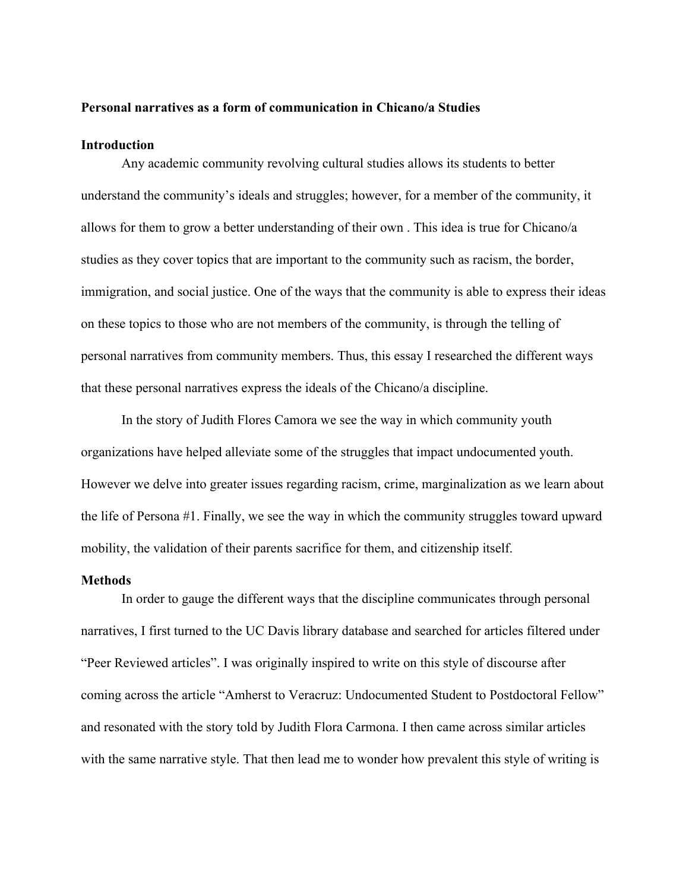**Personal narratives as a form of communication in Chicano/a Studies**

**Introduction**

Any academic community revolving cultural studies allows its students to better understand the community's ideals and struggles; however, for a member of the community, it allows for them to grow a better understanding of their own . This idea is true for Chicano/a studies as they cover topics that are important to the community such as racism, the border, immigration, and social justice. One of the ways that the community is able to express their ideas on these topics to those who are not members of the community, is through the telling of personal narratives from community members. Thus, this essay I researched the different ways that these personal narratives express the ideals of the Chicano/a discipline.

In the story of Judith Flores Camora we see the way in which community youth organizations have helped alleviate some of the struggles that impact undocumented youth. However we delve into greater issues regarding racism, crime, marginalization as we learn about the life of Persona #1. Finally, we see the way in which the community struggles toward upward mobility, the validation of their parents sacrifice for them, and citizenship itself.

**Methods**

In order to gauge the different ways that the discipline communicates through personal narratives, I first turned to the UC Davis library database and searched for articles filtered under "Peer Reviewed articles". I was originally inspired to write on this style of discourse after coming across the article "Amherst to Veracruz: Undocumented Student to Postdoctoral Fellow" and resonated with the story told by Judith Flora Carmona. I then came across similar articles with the same narrative style. That then lead me to wonder how prevalent this style of writing is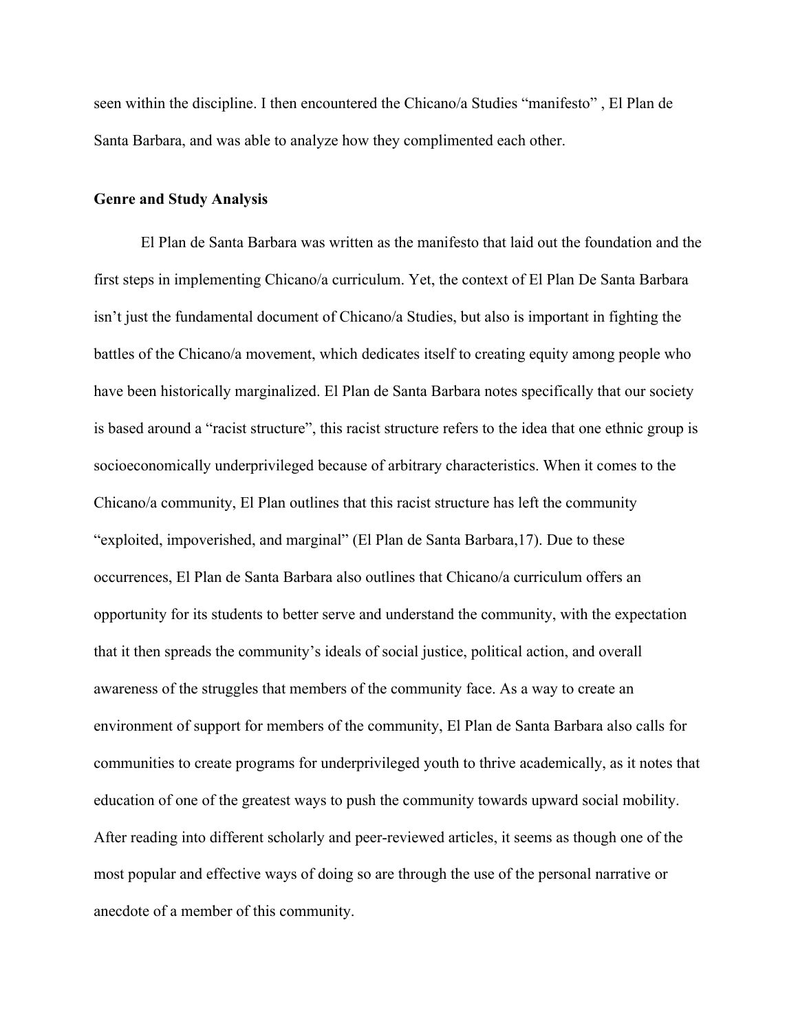seen within the discipline. I then encountered the Chicano/a Studies "manifesto" , El Plan de Santa Barbara, and was able to analyze how they complimented each other.

**Genre and Study Analysis**

El Plan de Santa Barbara was written as the manifesto that laid out the foundation and the first steps in implementing Chicano/a curriculum. Yet, the context of El Plan De Santa Barbara isn't just the fundamental document of Chicano/a Studies, but also is important in fighting the battles of the Chicano/a movement, which dedicates itself to creating equity among people who have been historically marginalized. El Plan de Santa Barbara notes specifically that our society is based around a "racist structure", this racist structure refers to the idea that one ethnic group is socioeconomically underprivileged because of arbitrary characteristics. When it comes to the Chicano/a community, El Plan outlines that this racist structure has left the community "exploited, impoverished, and marginal" (El Plan de Santa Barbara,17). Due to these occurrences, El Plan de Santa Barbara also outlines that Chicano/a curriculum offers an opportunity for its students to better serve and understand the community, with the expectation that it then spreads the community's ideals of social justice, political action, and overall awareness of the struggles that members of the community face. As a way to create an environment of support for members of the community, El Plan de Santa Barbara also calls for communities to create programs for underprivileged youth to thrive academically, as it notes that education of one of the greatest ways to push the community towards upward social mobility. After reading into different scholarly and peer-reviewed articles, it seems as though one of the most popular and effective ways of doing so are through the use of the personal narrative or anecdote of a member of this community.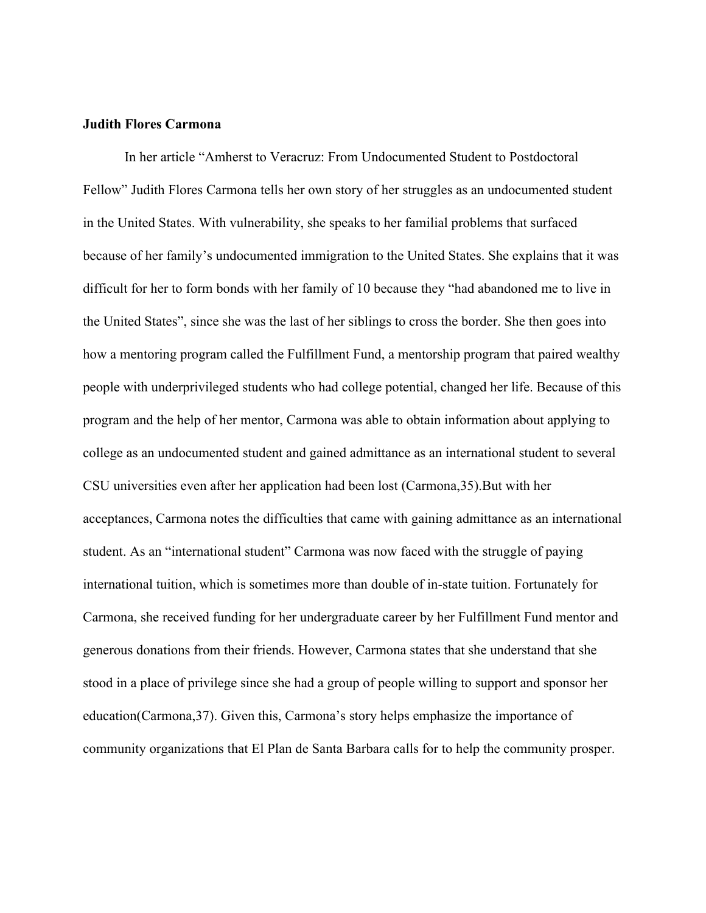**Judith Flores Carmona**

In her article “Amherst to Veracruz: From Undocumented Student to Postdoctoral Fellow” Judith Flores Carmona tells her own story of her struggles as an undocumented student in the United States. With vulnerability, she speaks to her familial problems that surfaced because of her family’s undocumented immigration to the United States. She explains that it was difficult for her to form bonds with her family of 10 because they “had abandoned me to live in the United States”, since she was the last of her siblings to cross the border. She then goes into how a mentoring program called the Fulfillment Fund, a mentorship program that paired wealthy people with underprivileged students who had college potential, changed her life. Because of this program and the help of her mentor, Carmona was able to obtain information about applying to college as an undocumented student and gained admittance as an international student to several CSU universities even after her application had been lost (Carmona,35).But with her acceptances, Carmona notes the difficulties that came with gaining admittance as an international student. As an “international student” Carmona was now faced with the struggle of paying international tuition, which is sometimes more than double of in-state tuition. Fortunately for Carmona, she received funding for her undergraduate career by her Fulfillment Fund mentor and generous donations from their friends. However, Carmona states that she understand that she stood in a place of privilege since she had a group of people willing to support and sponsor her education(Carmona,37). Given this, Carmona’s story helps emphasize the importance of community organizations that El Plan de Santa Barbara calls for to help the community prosper.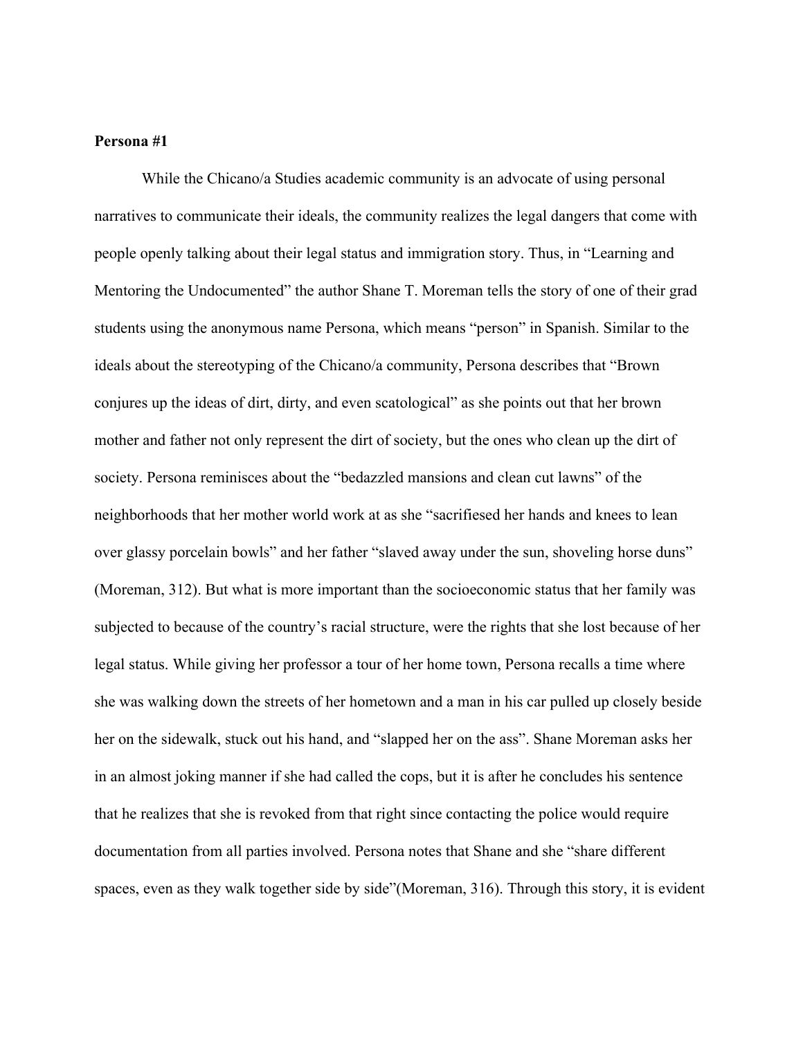**Persona #1**

While the Chicano/a Studies academic community is an advocate of using personal narratives to communicate their ideals, the community realizes the legal dangers that come with people openly talking about their legal status and immigration story. Thus, in "Learning and Mentoring the Undocumented" the author Shane T. Moreman tells the story of one of their grad students using the anonymous name Persona, which means "person" in Spanish. Similar to the ideals about the stereotyping of the Chicano/a community, Persona describes that "Brown conjures up the ideas of dirt, dirty, and even scatological" as she points out that her brown mother and father not only represent the dirt of society, but the ones who clean up the dirt of society. Persona reminisces about the "bedazzled mansions and clean cut lawns" of the neighborhoods that her mother world work at as she "sacrifiesed her hands and knees to lean over glassy porcelain bowls" and her father "slaved away under the sun, shoveling horse duns" (Moreman, 312). But what is more important than the socioeconomic status that her family was subjected to because of the country's racial structure, were the rights that she lost because of her legal status. While giving her professor a tour of her home town, Persona recalls a time where she was walking down the streets of her hometown and a man in his car pulled up closely beside her on the sidewalk, stuck out his hand, and "slapped her on the ass". Shane Moreman asks her in an almost joking manner if she had called the cops, but it is after he concludes his sentence that he realizes that she is revoked from that right since contacting the police would require documentation from all parties involved. Persona notes that Shane and she "share different spaces, even as they walk together side by side"(Moreman, 316). Through this story, it is evident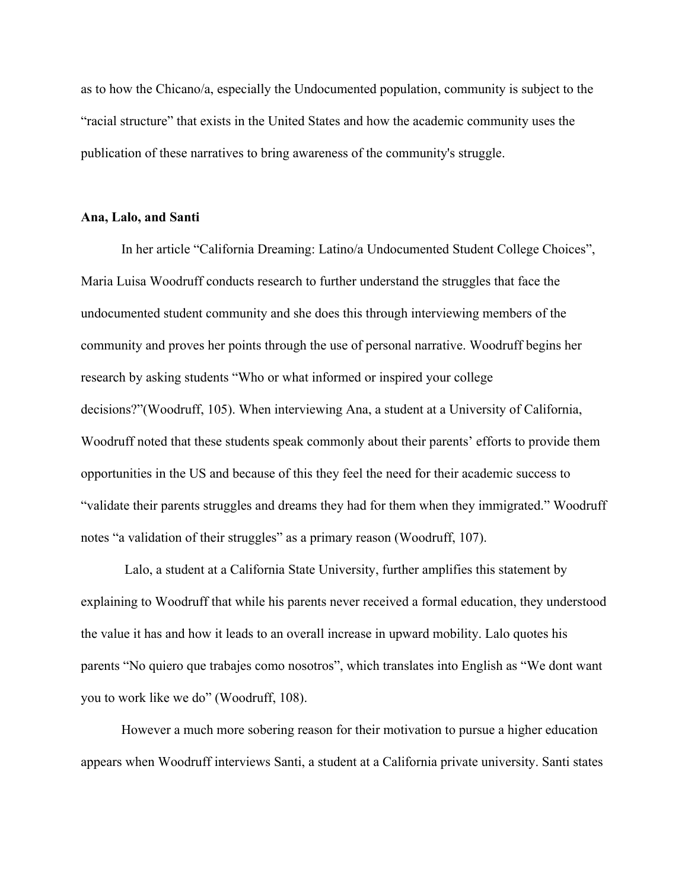as to how the Chicano/a, especially the Undocumented population, community is subject to the "racial structure" that exists in the United States and how the academic community uses the publication of these narratives to bring awareness of the community's struggle.

### Ana, Lalo, and Santi

In her article "California Dreaming: Latino/a Undocumented Student College Choices", Maria Luisa Woodruff conducts research to further understand the struggles that face the undocumented student community and she does this through interviewing members of the community and proves her points through the use of personal narrative. Woodruff begins her research by asking students "Who or what informed or inspired your college decisions?"(Woodruff, 105). When interviewing Ana, a student at a University of California, Woodruff noted that these students speak commonly about their parents' efforts to provide them opportunities in the US and because of this they feel the need for their academic success to "validate their parents struggles and dreams they had for them when they immigrated." Woodruff notes "a validation of their struggles" as a primary reason (Woodruff, 107).

Lalo, a student at a California State University, further amplifies this statement by explaining to Woodruff that while his parents never received a formal education, they understood the value it has and how it leads to an overall increase in upward mobility. Lalo quotes his parents "No quiero que trabajes como nosotros", which translates into English as "We dont want you to work like we do" (Woodruff, 108).

However a much more sobering reason for their motivation to pursue a higher education appears when Woodruff interviews Santi, a student at a California private university. Santi states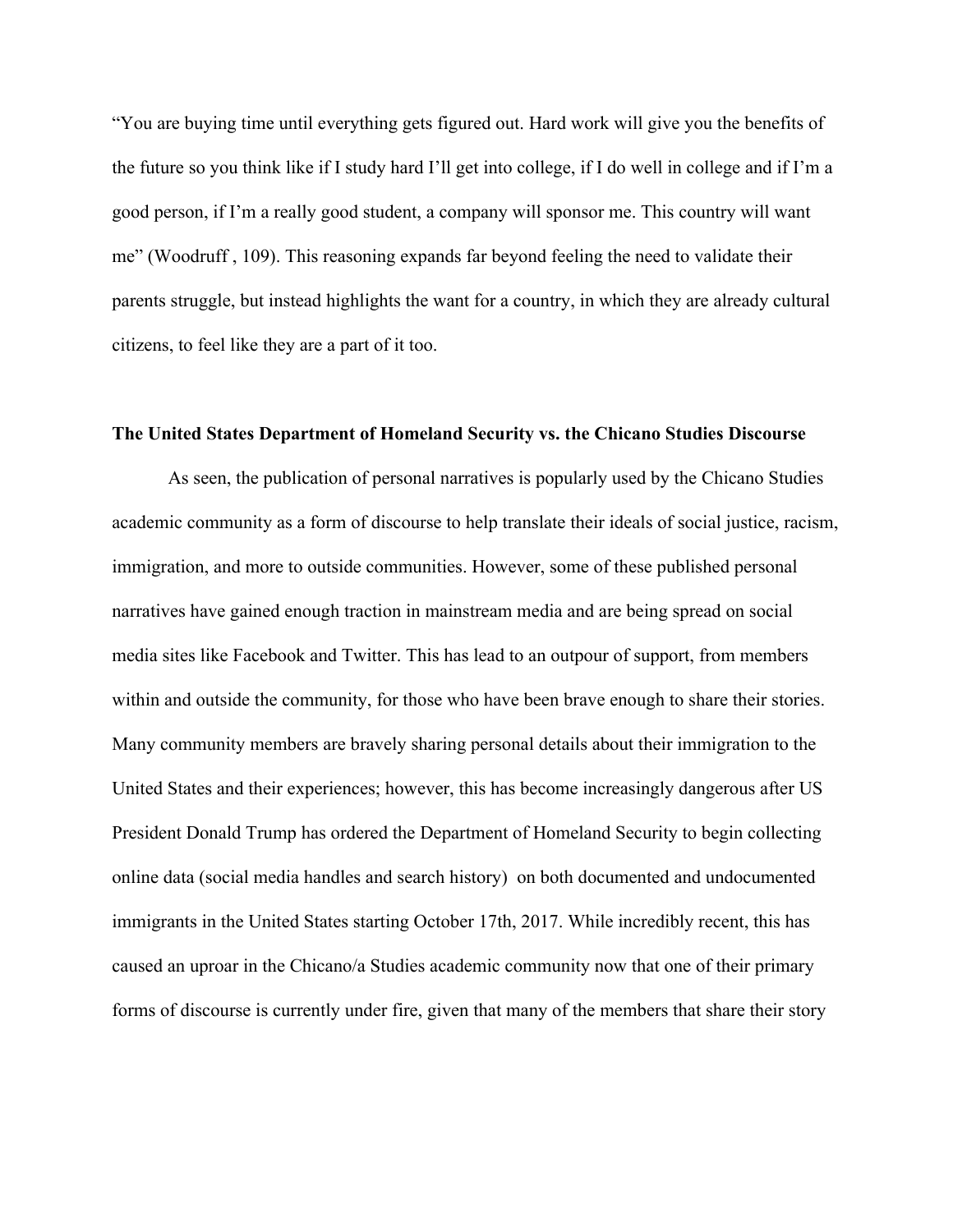"You are buying time until everything gets figured out. Hard work will give you the benefits of the future so you think like if I study hard I'll get into college, if I do well in college and if I'm a good person, if I'm a really good student, a company will sponsor me. This country will want me" (Woodruff , 109). This reasoning expands far beyond feeling the need to validate their parents struggle, but instead highlights the want for a country, in which they are already cultural citizens, to feel like they are a part of it too.

**The United States Department of Homeland Security vs. the Chicano Studies Discourse**

As seen, the publication of personal narratives is popularly used by the Chicano Studies academic community as a form of discourse to help translate their ideals of social justice, racism, immigration, and more to outside communities. However, some of these published personal narratives have gained enough traction in mainstream media and are being spread on social media sites like Facebook and Twitter. This has lead to an outpour of support, from members within and outside the community, for those who have been brave enough to share their stories. Many community members are bravely sharing personal details about their immigration to the United States and their experiences; however, this has become increasingly dangerous after US President Donald Trump has ordered the Department of Homeland Security to begin collecting online data (social media handles and search history) on both documented and undocumented immigrants in the United States starting October 17th, 2017. While incredibly recent, this has caused an uproar in the Chicano/a Studies academic community now that one of their primary forms of discourse is currently under fire, given that many of the members that share their story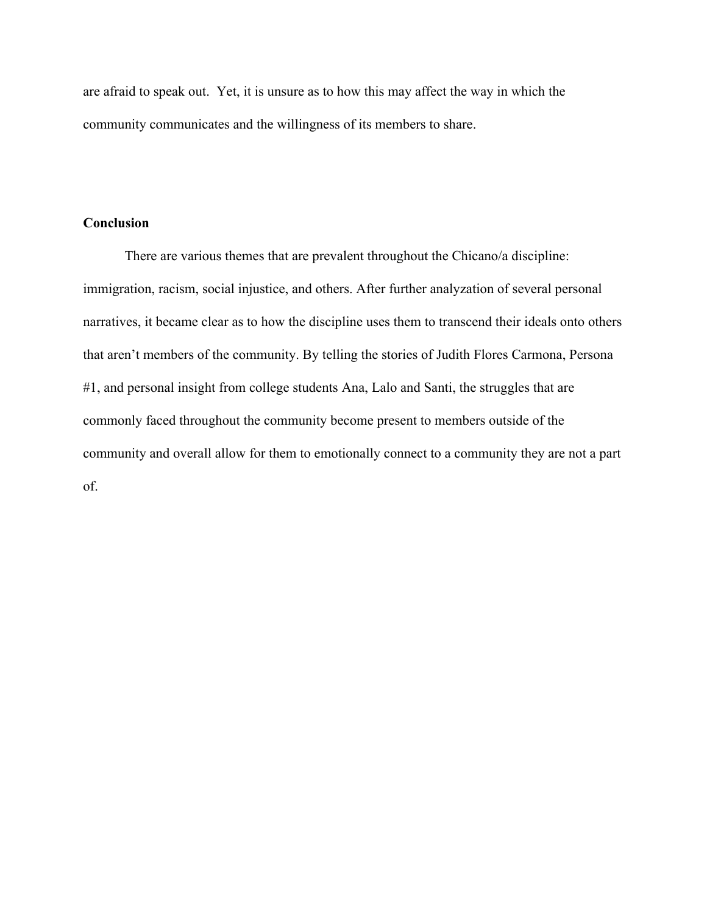are afraid to speak out.  Yet, it is unsure as to how this may affect the way in which the community communicates and the willingness of its members to share.

## Conclusion

There are various themes that are prevalent throughout the Chicano/a discipline: immigration, racism, social injustice, and others. After further analyzation of several personal narratives, it became clear as to how the discipline uses them to transcend their ideals onto others that aren't members of the community. By telling the stories of Judith Flores Carmona, Persona #1, and personal insight from college students Ana, Lalo and Santi, the struggles that are commonly faced throughout the community become present to members outside of the community and overall allow for them to emotionally connect to a community they are not a part of.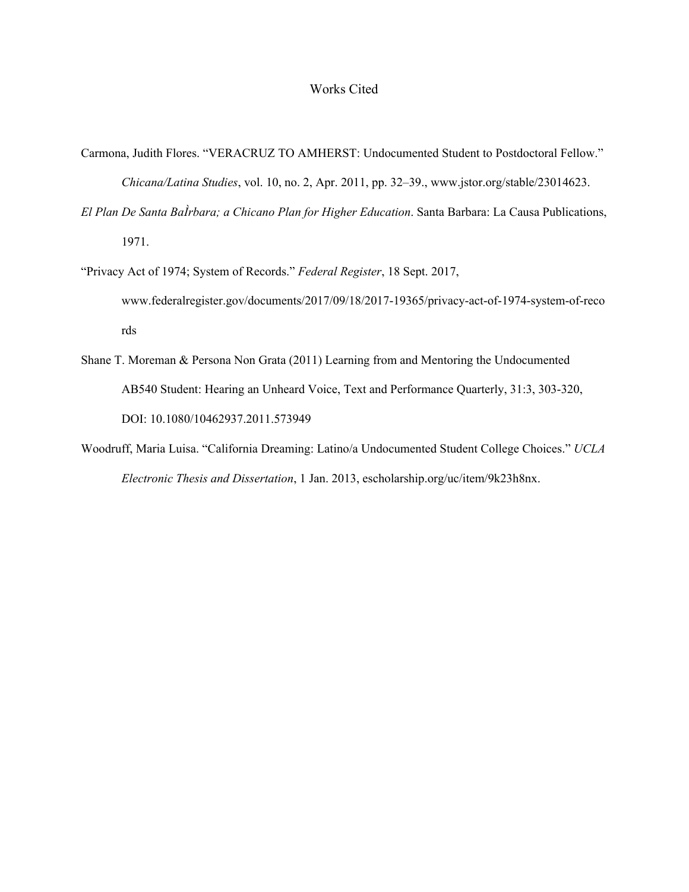# Works Cited

Carmona, Judith Flores. “VERACRUZ TO AMHERST: Undocumented Student to Postdoctoral Fellow.” *Chicana/Latina Studies*, vol. 10, no. 2, Apr. 2011, pp. 32–39., www.jstor.org/stable/23014623.

*El Plan De Santa BaÌrbara; a Chicano Plan for Higher Education*. Santa Barbara: La Causa Publications, 1971.

“Privacy Act of 1974; System of Records.” *Federal Register*, 18 Sept. 2017, www.federalregister.gov/documents/2017/09/18/2017-19365/privacy-act-of-1974-system-of-records

Shane T. Moreman & Persona Non Grata (2011) Learning from and Mentoring the Undocumented AB540 Student: Hearing an Unheard Voice, Text and Performance Quarterly, 31:3, 303-320, DOI: 10.1080/10462937.2011.573949

Woodruff, Maria Luisa. “California Dreaming: Latino/a Undocumented Student College Choices.” *UCLA Electronic Thesis and Dissertation*, 1 Jan. 2013, escholarship.org/uc/item/9k23h8nx.